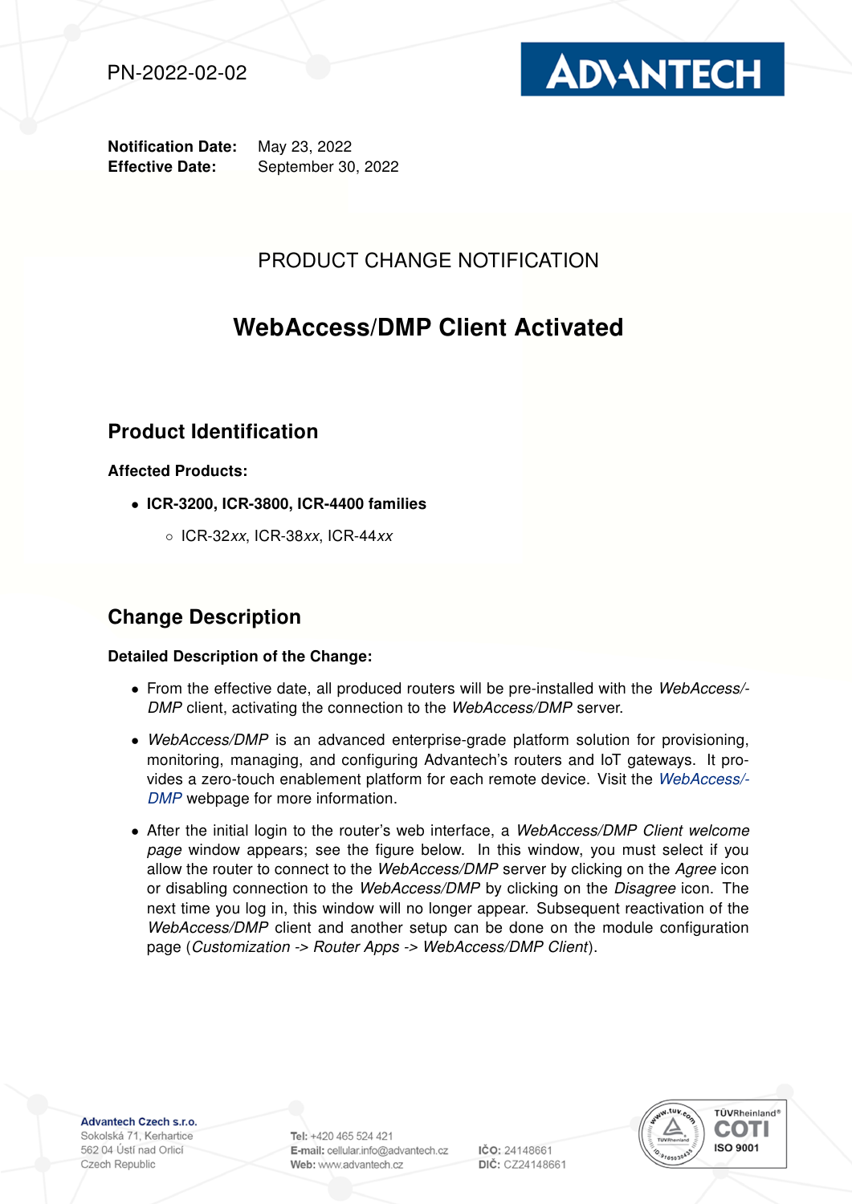PN-2022-02-02

**Notification Date:** May 23, 2022
**Effective Date:** September 30, 2022

PRODUCT CHANGE NOTIFICATION

# WebAccess/DMP Client Activated

## Product Identification

**Affected Products:**

- **ICR-3200, ICR-3800, ICR-4400 families**
  - ICR-32*xx*, ICR-38*xx*, ICR-44*xx*

## Change Description

**Detailed Description of the Change:**

- From the effective date, all produced routers will be pre-installed with the *WebAccess/DMP* client, activating the connection to the *WebAccess/DMP* server.
- *WebAccess/DMP* is an advanced enterprise-grade platform solution for provisioning, monitoring, managing, and configuring Advantech's routers and IoT gateways. It provides a zero-touch enablement platform for each remote device. Visit the *WebAccess/DMP* webpage for more information.
- After the initial login to the router's web interface, a *WebAccess/DMP Client welcome page* window appears; see the figure below. In this window, you must select if you allow the router to connect to the *WebAccess/DMP* server by clicking on the *Agree* icon or disabling connection to the *WebAccess/DMP* by clicking on the *Disagree* icon. The next time you log in, this window will no longer appear. Subsequent reactivation of the *WebAccess/DMP* client and another setup can be done on the module configuration page (*Customization -> Router Apps -> WebAccess/DMP Client*).

**Advantech Czech s.r.o.**
Sokolská 71, Kerhartice
562 04 Ústí nad Orlicí
Czech Republic

**Tel:** +420 465 524 421
**E-mail:** cellular.info@advantech.cz
**Web:** www.advantech.cz

**IČO:** 24148661
**DIČ:** CZ24148661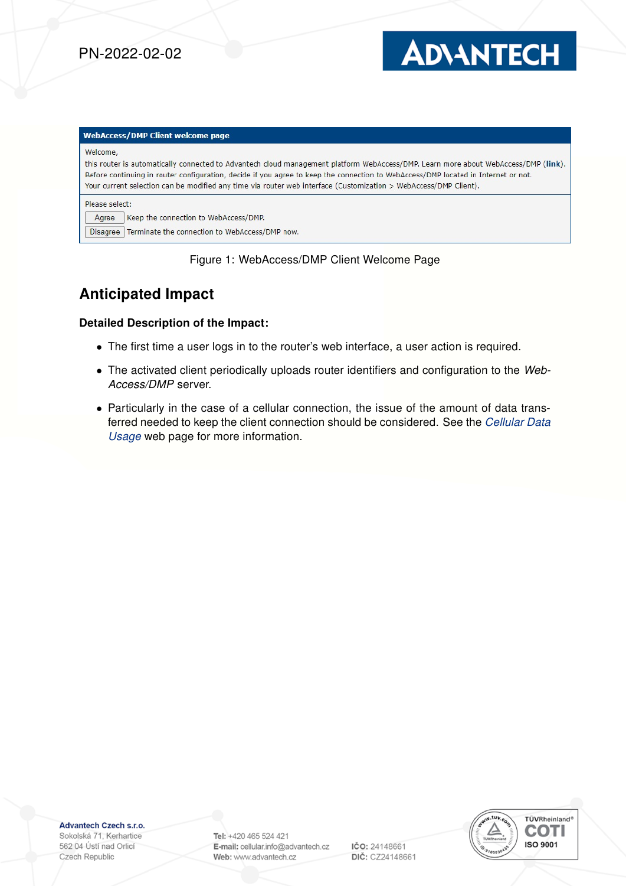| WebAccess/DMP Client welcome page | |
| --- | --- |
| Welcome,<br>this router is automatically connected to Advantech cloud management platform WebAccess/DMP. Learn more about WebAccess/DMP (**link**).<br>Before continuing in router configuration, decide if you agree to keep the connection to WebAccess/DMP located in Internet or not.<br>Your current selection can be modified any time via router web interface (Customization > WebAccess/DMP Client). | |
| Please select: | |
| Agree | Keep the connection to WebAccess/DMP. |
| Disagree | Terminate the connection to WebAccess/DMP now. |

Figure 1: WebAccess/DMP Client Welcome Page

## Anticipated Impact

**Detailed Description of the Impact:**

- The first time a user logs in to the router's web interface, a user action is required.
- The activated client periodically uploads router identifiers and configuration to the *WebAccess/DMP* server.
- Particularly in the case of a cellular connection, the issue of the amount of data transferred needed to keep the client connection should be considered. See the *Cellular Data Usage* web page for more information.